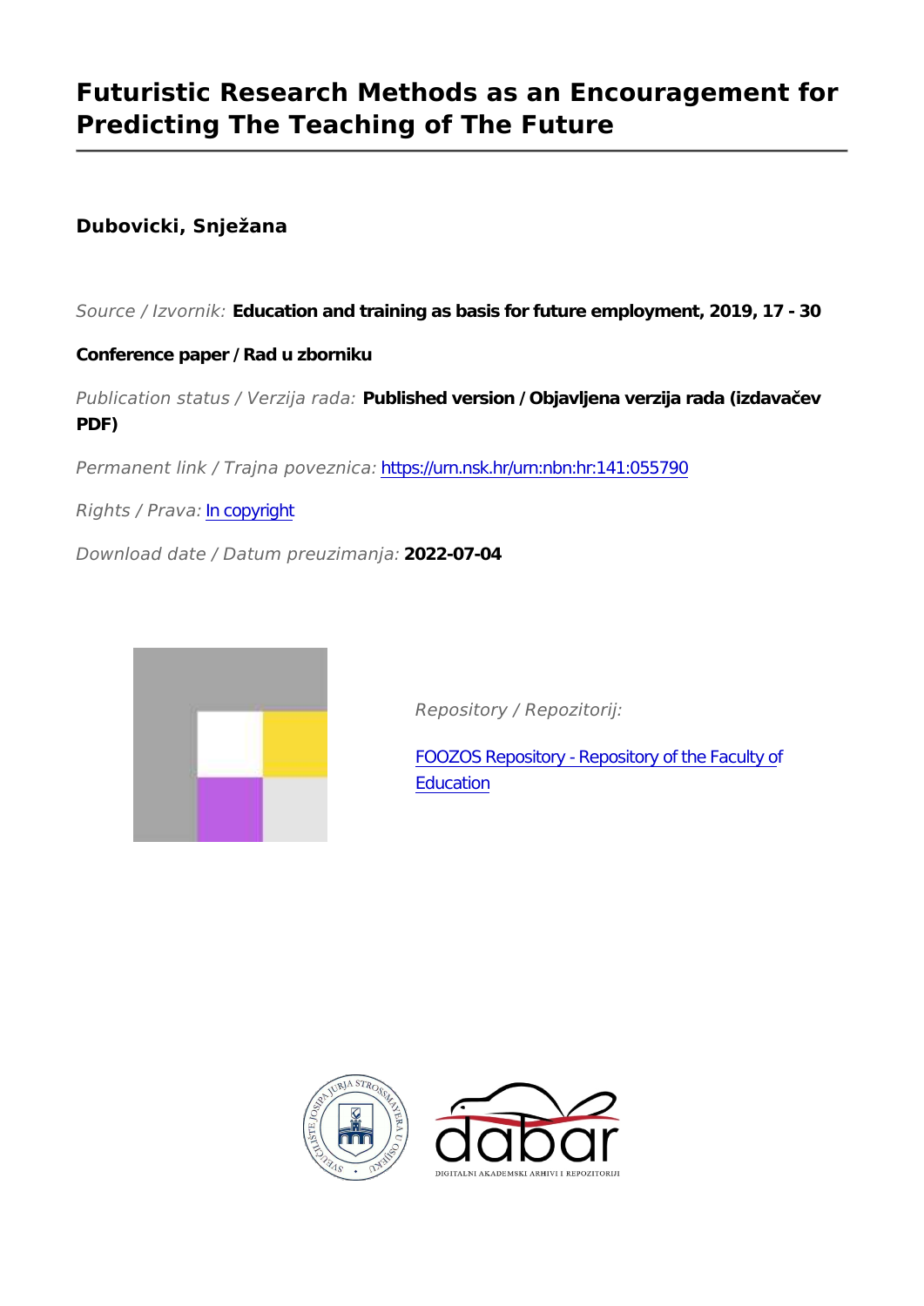# Futuristic Research Methods as an Encouragement for Predicting The Teaching of The Future

**Dubovicki, Snježana**

*Source / Izvornik:* **Education and training as basis for future employment, 2019, 17 - 30**

**Conference paper / Rad u zborniku**

*Publication status / Verzija rada:* **Published version / Objavljena verzija rada (izdavačev PDF)**

*Permanent link / Trajna poveznica:* https://urn.nsk.hr/urn:nbn:hr:141:055790

*Rights / Prava:* In copyright

*Download date / Datum preuzimanja:* **2022-07-04**

*Repository / Repozitorij:*

FOOZOS Repository - Repository of the Faculty of Education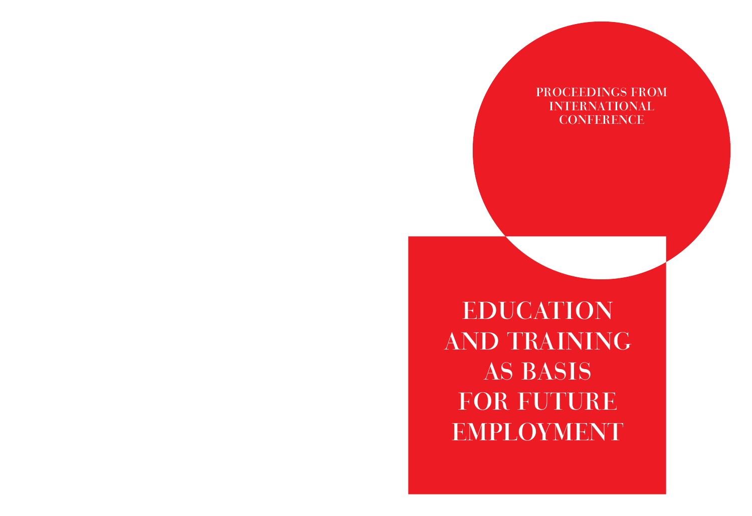PROCEEDINGS FROM INTERNATIONAL CONFERENCE

# EDUCATION AND TRAINING AS BASIS FOR FUTURE EMPLOYMENT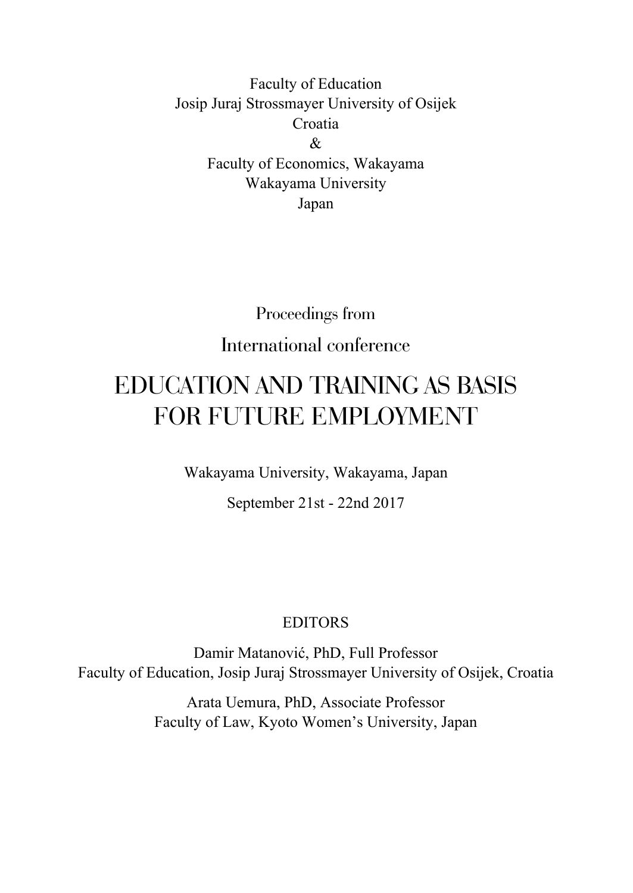Faculty of Education
Josip Juraj Strossmayer University of Osijek
Croatia
&
Faculty of Economics, Wakayama
Wakayama University
Japan

Proceedings from

International conference

# EDUCATION AND TRAINING AS BASIS FOR FUTURE EMPLOYMENT

Wakayama University, Wakayama, Japan

September 21st - 22nd 2017

EDITORS

Damir Matanović, PhD, Full Professor
Faculty of Education, Josip Juraj Strossmayer University of Osijek, Croatia

Arata Uemura, PhD, Associate Professor
Faculty of Law, Kyoto Women's University, Japan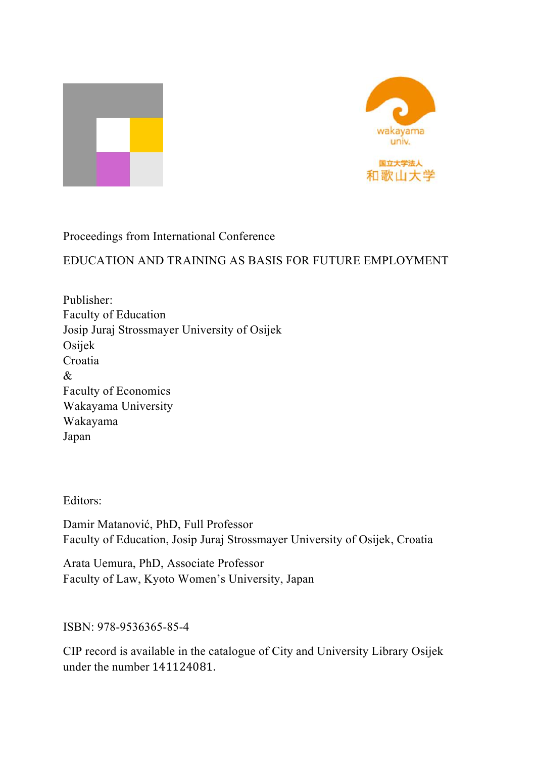Proceedings from International Conference

EDUCATION AND TRAINING AS BASIS FOR FUTURE EMPLOYMENT

Publisher:
Faculty of Education
Josip Juraj Strossmayer University of Osijek
Osijek
Croatia
&
Faculty of Economics
Wakayama University
Wakayama
Japan

Editors:

Damir Matanović, PhD, Full Professor
Faculty of Education, Josip Juraj Strossmayer University of Osijek, Croatia

Arata Uemura, PhD, Associate Professor
Faculty of Law, Kyoto Women's University, Japan

ISBN: 978-9536365-85-4

CIP record is available in the catalogue of City and University Library Osijek under the number 141124081.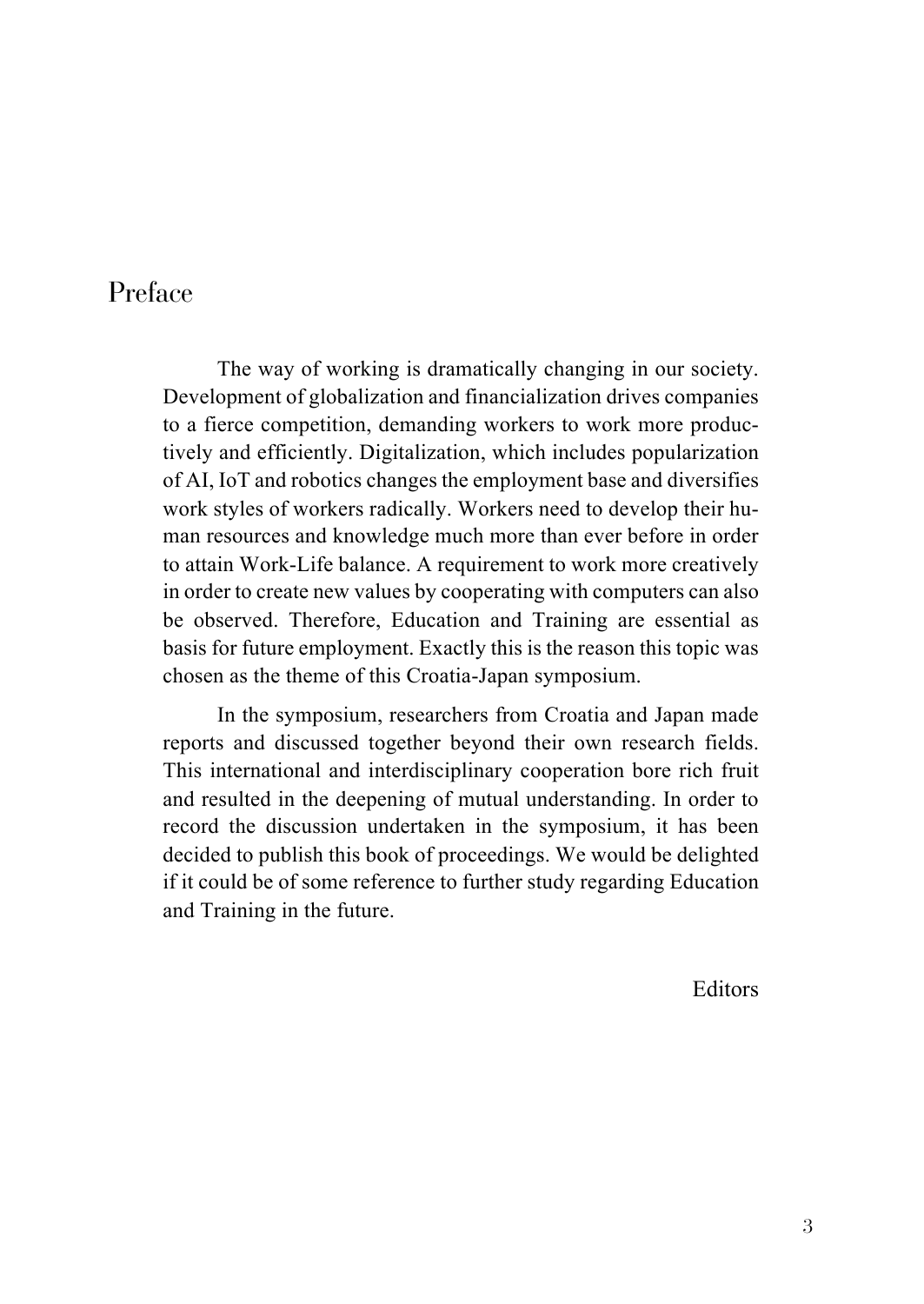# Preface

The way of working is dramatically changing in our society. Development of globalization and financialization drives companies to a fierce competition, demanding workers to work more productively and efficiently. Digitalization, which includes popularization of AI, IoT and robotics changes the employment base and diversifies work styles of workers radically. Workers need to develop their human resources and knowledge much more than ever before in order to attain Work-Life balance. A requirement to work more creatively in order to create new values by cooperating with computers can also be observed. Therefore, Education and Training are essential as basis for future employment. Exactly this is the reason this topic was chosen as the theme of this Croatia-Japan symposium.

In the symposium, researchers from Croatia and Japan made reports and discussed together beyond their own research fields. This international and interdisciplinary cooperation bore rich fruit and resulted in the deepening of mutual understanding. In order to record the discussion undertaken in the symposium, it has been decided to publish this book of proceedings. We would be delighted if it could be of some reference to further study regarding Education and Training in the future.

Editors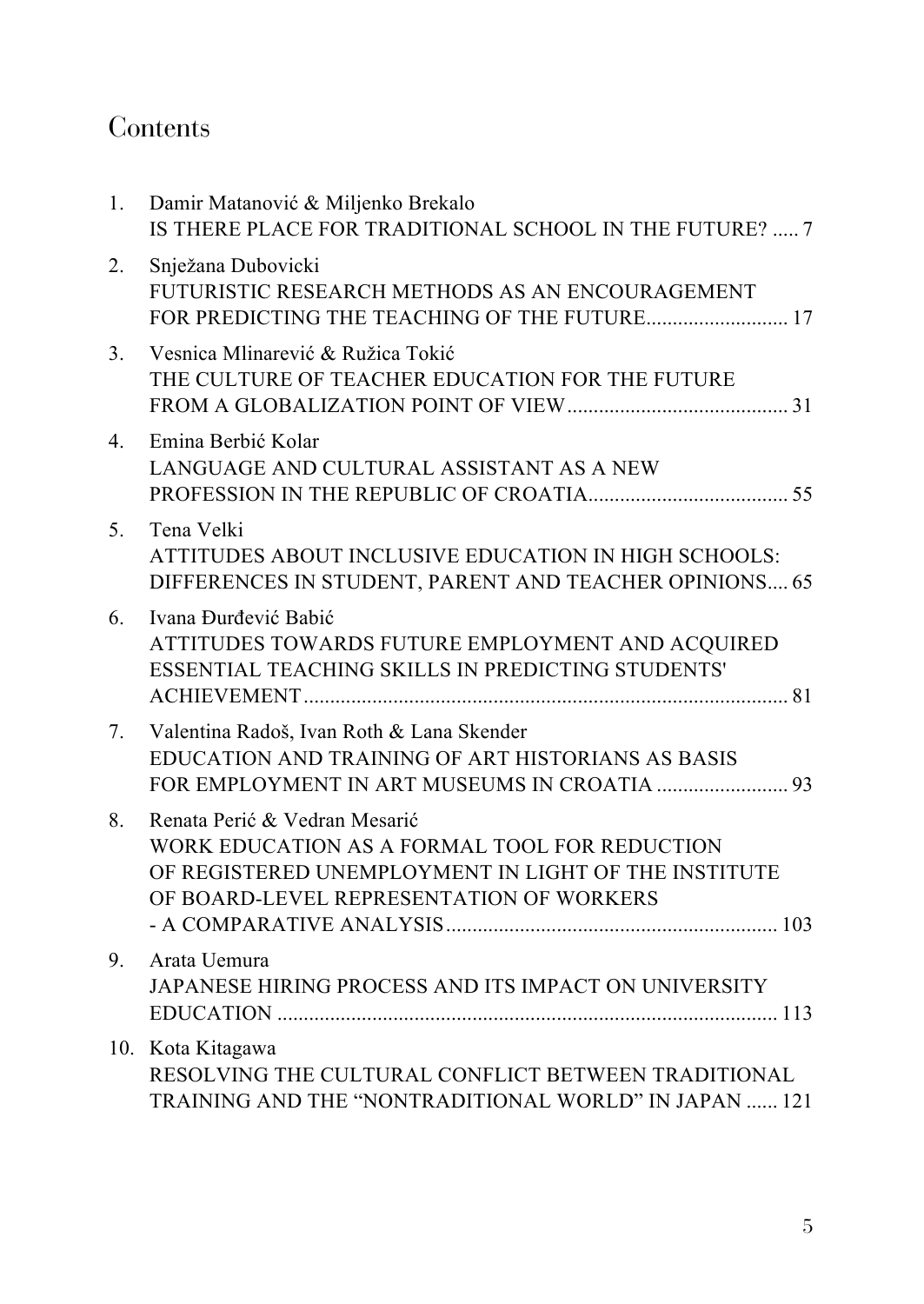# Contents

1. Damir Matanović & Miljenko Brekalo
   IS THERE PLACE FOR TRADITIONAL SCHOOL IN THE FUTURE? ..... 7

2. Snježana Dubovicki
   FUTURISTIC RESEARCH METHODS AS AN ENCOURAGEMENT FOR PREDICTING THE TEACHING OF THE FUTURE........................... 17

3. Vesnica Mlinarević & Ružica Tokić
   THE CULTURE OF TEACHER EDUCATION FOR THE FUTURE FROM A GLOBALIZATION POINT OF VIEW.......................................... 31

4. Emina Berbić Kolar
   LANGUAGE AND CULTURAL ASSISTANT AS A NEW PROFESSION IN THE REPUBLIC OF CROATIA...................................... 55

5. Tena Velki
   ATTITUDES ABOUT INCLUSIVE EDUCATION IN HIGH SCHOOLS: DIFFERENCES IN STUDENT, PARENT AND TEACHER OPINIONS.... 65

6. Ivana Đurđević Babić
   ATTITUDES TOWARDS FUTURE EMPLOYMENT AND ACQUIRED ESSENTIAL TEACHING SKILLS IN PREDICTING STUDENTS' ACHIEVEMENT.............................................................................................. 81

7. Valentina Radoš, Ivan Roth & Lana Skender
   EDUCATION AND TRAINING OF ART HISTORIANS AS BASIS FOR EMPLOYMENT IN ART MUSEUMS IN CROATIA ......................... 93

8. Renata Perić & Vedran Mesarić
   WORK EDUCATION AS A FORMAL TOOL FOR REDUCTION OF REGISTERED UNEMPLOYMENT IN LIGHT OF THE INSTITUTE OF BOARD-LEVEL REPRESENTATION OF WORKERS - A COMPARATIVE ANALYSIS............................................................... 103

9. Arata Uemura
   JAPANESE HIRING PROCESS AND ITS IMPACT ON UNIVERSITY EDUCATION ................................................................................ 113

10. Kota Kitagawa
    RESOLVING THE CULTURAL CONFLICT BETWEEN TRADITIONAL TRAINING AND THE “NONTRADITIONAL WORLD” IN JAPAN ...... 121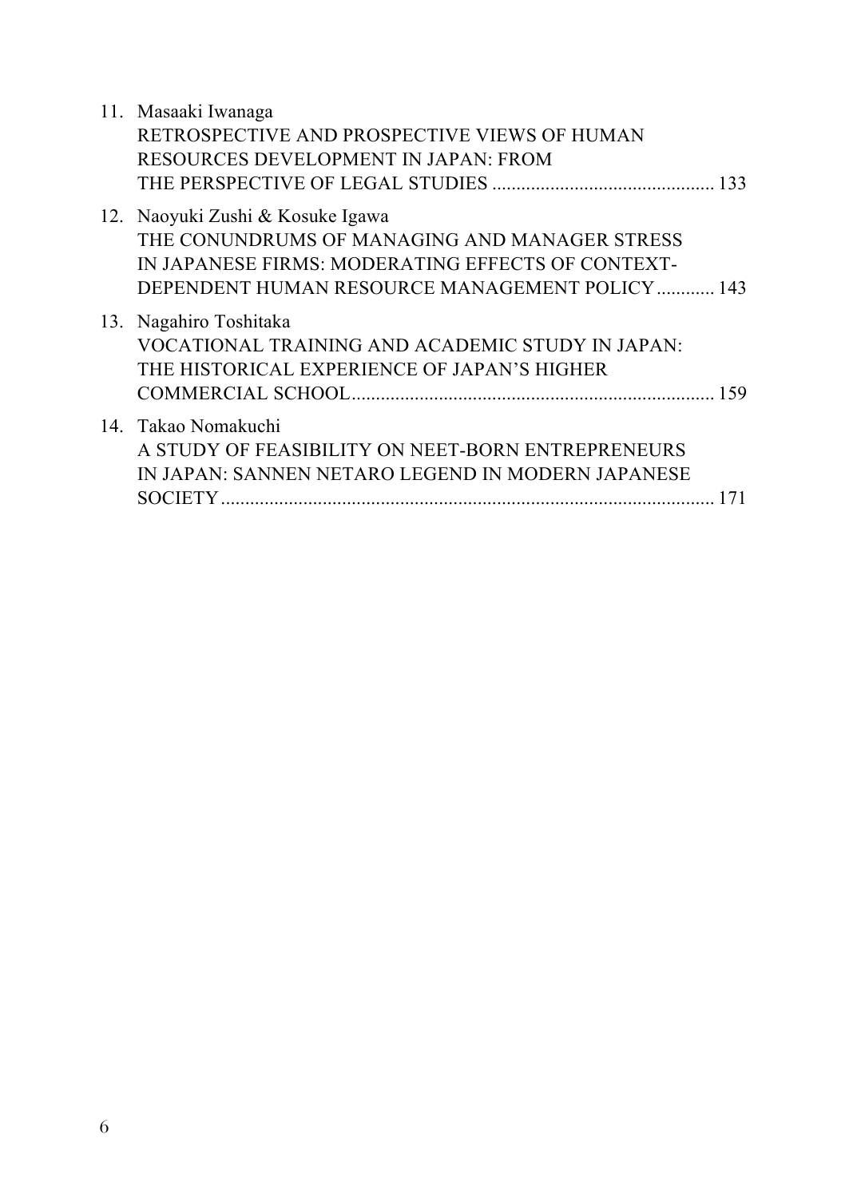11. Masaaki Iwanaga
    RETROSPECTIVE AND PROSPECTIVE VIEWS OF HUMAN RESOURCES DEVELOPMENT IN JAPAN: FROM THE PERSPECTIVE OF LEGAL STUDIES ............................................. 133

12. Naoyuki Zushi & Kosuke Igawa
    THE CONUNDRUMS OF MANAGING AND MANAGER STRESS IN JAPANESE FIRMS: MODERATING EFFECTS OF CONTEXT-DEPENDENT HUMAN RESOURCE MANAGEMENT POLICY ............ 143

13. Nagahiro Toshitaka
    VOCATIONAL TRAINING AND ACADEMIC STUDY IN JAPAN: THE HISTORICAL EXPERIENCE OF JAPAN'S HIGHER COMMERCIAL SCHOOL........................................................................... 159

14. Takao Nomakuchi
    A STUDY OF FEASIBILITY ON NEET-BORN ENTREPRENEURS IN JAPAN: SANNEN NETARO LEGEND IN MODERN JAPANESE SOCIETY....................................................................................................... 171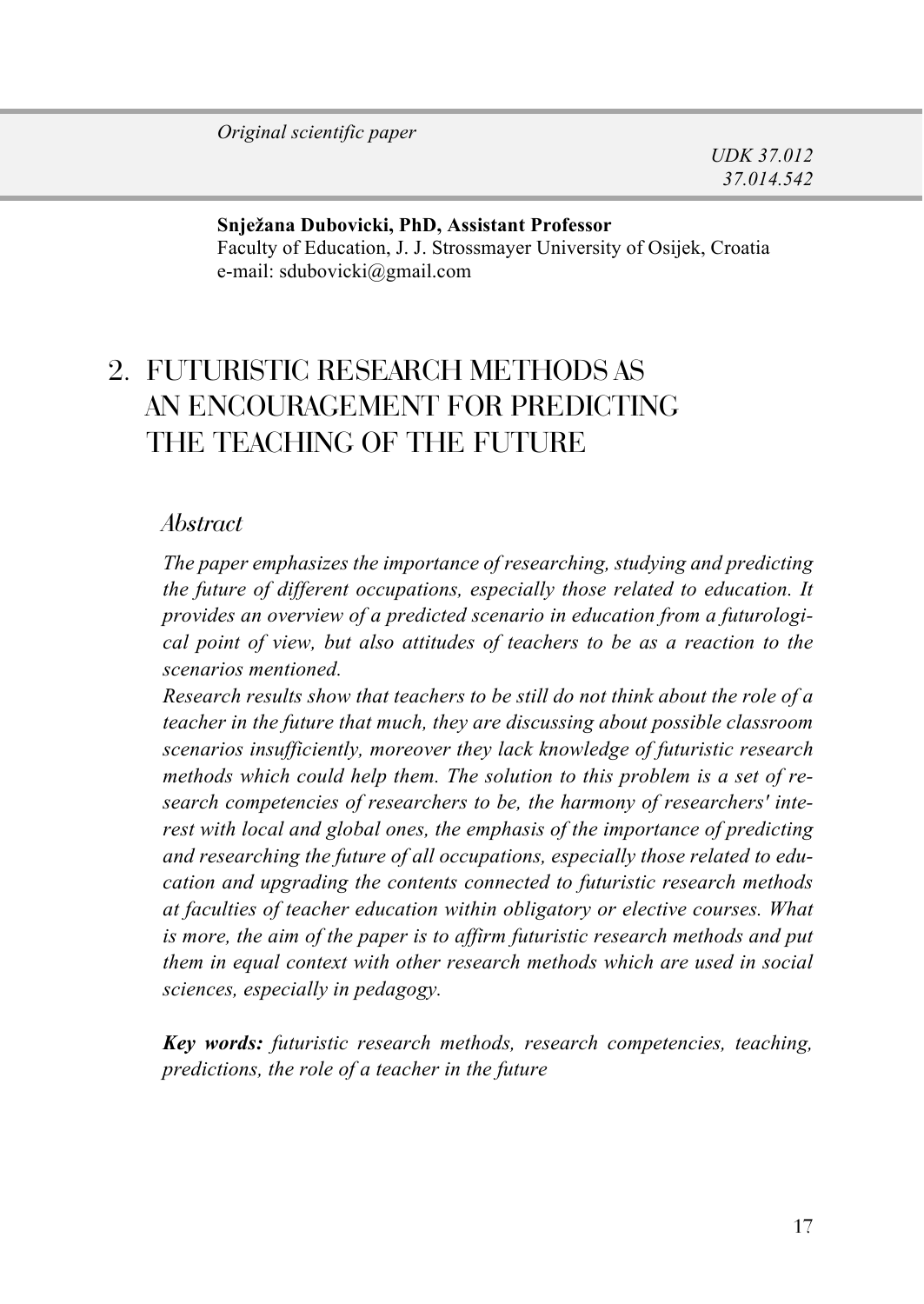*Original scientific paper*

UDK 37.012
37.014.542

**Snježana Dubovicki, PhD, Assistant Professor**
Faculty of Education, J. J. Strossmayer University of Osijek, Croatia
e-mail: sdubovicki@gmail.com

# 2. FUTURISTIC RESEARCH METHODS AS AN ENCOURAGEMENT FOR PREDICTING THE TEACHING OF THE FUTURE

## Abstract

*The paper emphasizes the importance of researching, studying and predicting the future of different occupations, especially those related to education. It provides an overview of a predicted scenario in education from a futurological point of view, but also attitudes of teachers to be as a reaction to the scenarios mentioned.*

*Research results show that teachers to be still do not think about the role of a teacher in the future that much, they are discussing about possible classroom scenarios insufficiently, moreover they lack knowledge of futuristic research methods which could help them. The solution to this problem is a set of research competencies of researchers to be, the harmony of researchers' interest with local and global ones, the emphasis of the importance of predicting and researching the future of all occupations, especially those related to education and upgrading the contents connected to futuristic research methods at faculties of teacher education within obligatory or elective courses. What is more, the aim of the paper is to affirm futuristic research methods and put them in equal context with other research methods which are used in social sciences, especially in pedagogy.*

***Key words:*** *futuristic research methods, research competencies, teaching, predictions, the role of a teacher in the future*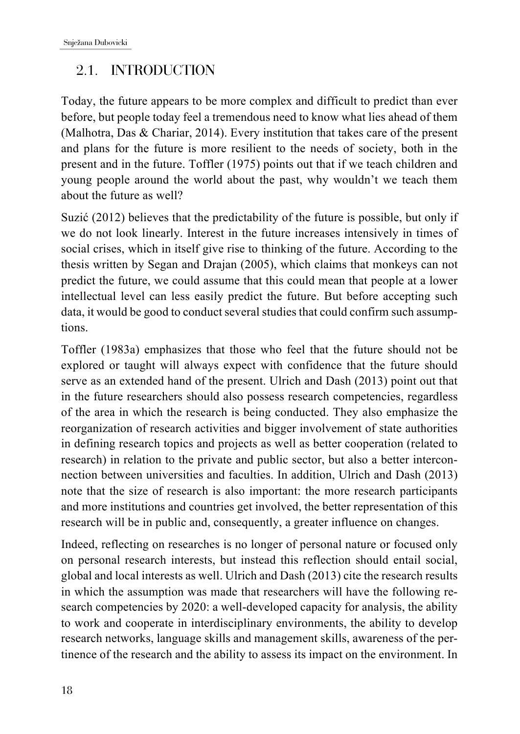## 2.1. INTRODUCTION

Today, the future appears to be more complex and difficult to predict than ever before, but people today feel a tremendous need to know what lies ahead of them (Malhotra, Das & Chariar, 2014). Every institution that takes care of the present and plans for the future is more resilient to the needs of society, both in the present and in the future. Toffler (1975) points out that if we teach children and young people around the world about the past, why wouldn't we teach them about the future as well?

Suzić (2012) believes that the predictability of the future is possible, but only if we do not look linearly. Interest in the future increases intensively in times of social crises, which in itself give rise to thinking of the future. According to the thesis written by Segan and Drajan (2005), which claims that monkeys can not predict the future, we could assume that this could mean that people at a lower intellectual level can less easily predict the future. But before accepting such data, it would be good to conduct several studies that could confirm such assumptions.

Toffler (1983a) emphasizes that those who feel that the future should not be explored or taught will always expect with confidence that the future should serve as an extended hand of the present. Ulrich and Dash (2013) point out that in the future researchers should also possess research competencies, regardless of the area in which the research is being conducted. They also emphasize the reorganization of research activities and bigger involvement of state authorities in defining research topics and projects as well as better cooperation (related to research) in relation to the private and public sector, but also a better interconnection between universities and faculties. In addition, Ulrich and Dash (2013) note that the size of research is also important: the more research participants and more institutions and countries get involved, the better representation of this research will be in public and, consequently, a greater influence on changes.

Indeed, reflecting on researches is no longer of personal nature or focused only on personal research interests, but instead this reflection should entail social, global and local interests as well. Ulrich and Dash (2013) cite the research results in which the assumption was made that researchers will have the following research competencies by 2020: a well-developed capacity for analysis, the ability to work and cooperate in interdisciplinary environments, the ability to develop research networks, language skills and management skills, awareness of the pertinence of the research and the ability to assess its impact on the environment. In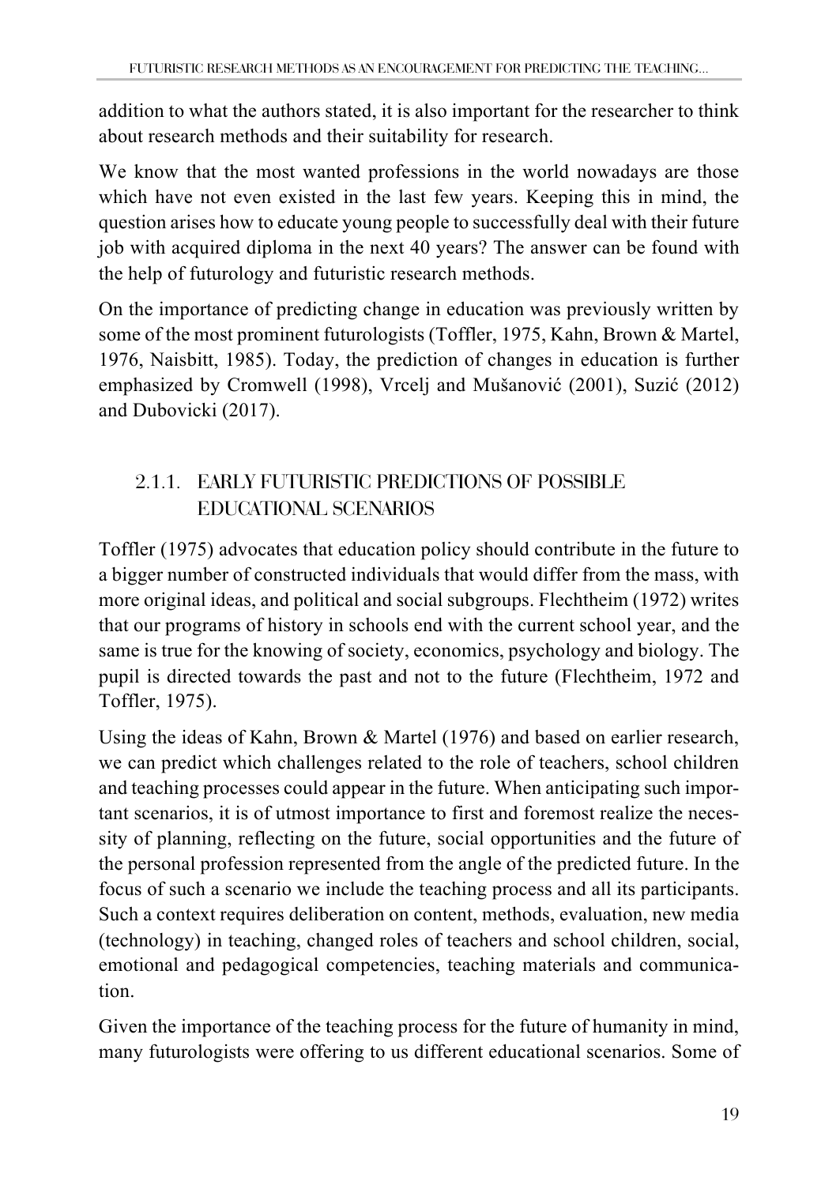addition to what the authors stated, it is also important for the researcher to think about research methods and their suitability for research.

We know that the most wanted professions in the world nowadays are those which have not even existed in the last few years. Keeping this in mind, the question arises how to educate young people to successfully deal with their future job with acquired diploma in the next 40 years? The answer can be found with the help of futurology and futuristic research methods.

On the importance of predicting change in education was previously written by some of the most prominent futurologists (Toffler, 1975, Kahn, Brown & Martel, 1976, Naisbitt, 1985). Today, the prediction of changes in education is further emphasized by Cromwell (1998), Vrcelj and Mušanović (2001), Suzić (2012) and Dubovicki (2017).

### 2.1.1. EARLY FUTURISTIC PREDICTIONS OF POSSIBLE EDUCATIONAL SCENARIOS

Toffler (1975) advocates that education policy should contribute in the future to a bigger number of constructed individuals that would differ from the mass, with more original ideas, and political and social subgroups. Flechtheim (1972) writes that our programs of history in schools end with the current school year, and the same is true for the knowing of society, economics, psychology and biology. The pupil is directed towards the past and not to the future (Flechtheim, 1972 and Toffler, 1975).

Using the ideas of Kahn, Brown & Martel (1976) and based on earlier research, we can predict which challenges related to the role of teachers, school children and teaching processes could appear in the future. When anticipating such important scenarios, it is of utmost importance to first and foremost realize the necessity of planning, reflecting on the future, social opportunities and the future of the personal profession represented from the angle of the predicted future. In the focus of such a scenario we include the teaching process and all its participants. Such a context requires deliberation on content, methods, evaluation, new media (technology) in teaching, changed roles of teachers and school children, social, emotional and pedagogical competencies, teaching materials and communication.

Given the importance of the teaching process for the future of humanity in mind, many futurologists were offering to us different educational scenarios. Some of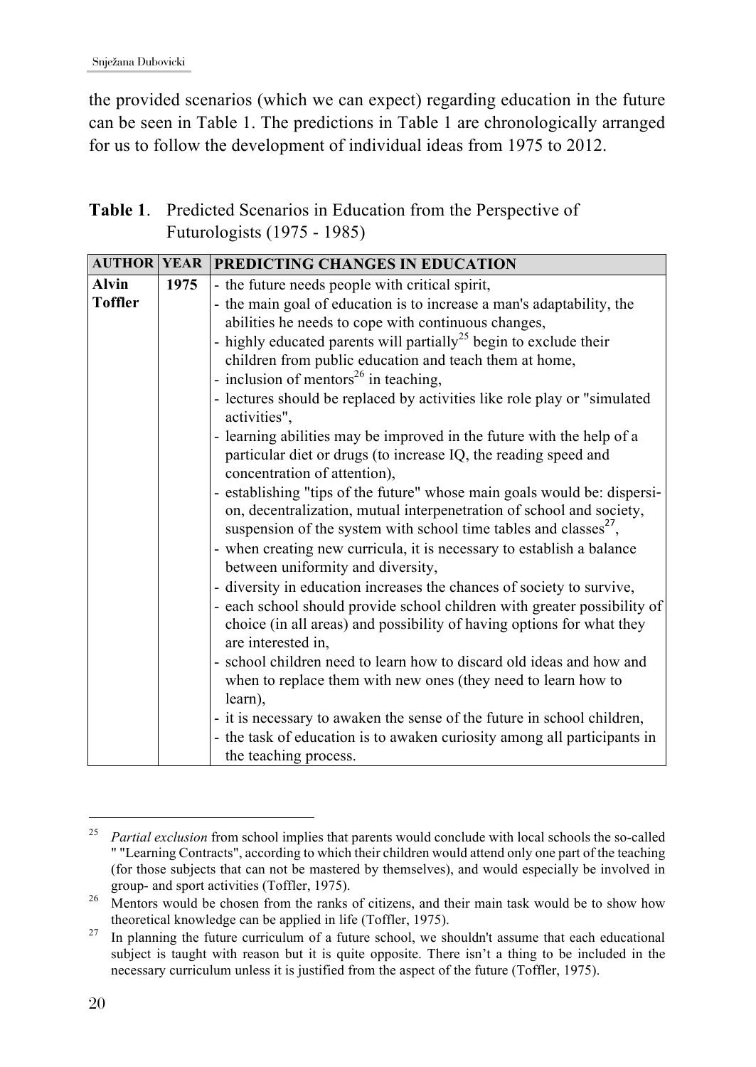the provided scenarios (which we can expect) regarding education in the future can be seen in Table 1. The predictions in Table 1 are chronologically arranged for us to follow the development of individual ideas from 1975 to 2012.

**Table 1**. Predicted Scenarios in Education from the Perspective of Futurologists (1975 - 1985)

| AUTHOR | YEAR | PREDICTING CHANGES IN EDUCATION |
|---|---|---|
| **Alvin Toffler** | **1975** | - the future needs people with critical spirit,<br>- the main goal of education is to increase a man's adaptability, the abilities he needs to cope with continuous changes,<br>- highly educated parents will partially[25] begin to exclude their children from public education and teach them at home,<br>- inclusion of mentors[26] in teaching,<br>- lectures should be replaced by activities like role play or "simulated activities",<br>- learning abilities may be improved in the future with the help of a particular diet or drugs (to increase IQ, the reading speed and concentration of attention),<br>- establishing "tips of the future" whose main goals would be: dispersion, decentralization, mutual interpenetration of school and society, suspension of the system with school time tables and classes[27],<br>- when creating new curricula, it is necessary to establish a balance between uniformity and diversity,<br>- diversity in education increases the chances of society to survive,<br>- each school should provide school children with greater possibility of choice (in all areas) and possibility of having options for what they are interested in,<br>- school children need to learn how to discard old ideas and how and when to replace them with new ones (they need to learn how to learn),<br>- it is necessary to awaken the sense of the future in school children,<br>- the task of education is to awaken curiosity among all participants in the teaching process. |

[25] *Partial exclusion* from school implies that parents would conclude with local schools the so-called " "Learning Contracts", according to which their children would attend only one part of the teaching (for those subjects that can not be mastered by themselves), and would especially be involved in group- and sport activities (Toffler, 1975).

[26] Mentors would be chosen from the ranks of citizens, and their main task would be to show how theoretical knowledge can be applied in life (Toffler, 1975).

[27] In planning the future curriculum of a future school, we shouldn't assume that each educational subject is taught with reason but it is quite opposite. There isn't a thing to be included in the necessary curriculum unless it is justified from the aspect of the future (Toffler, 1975).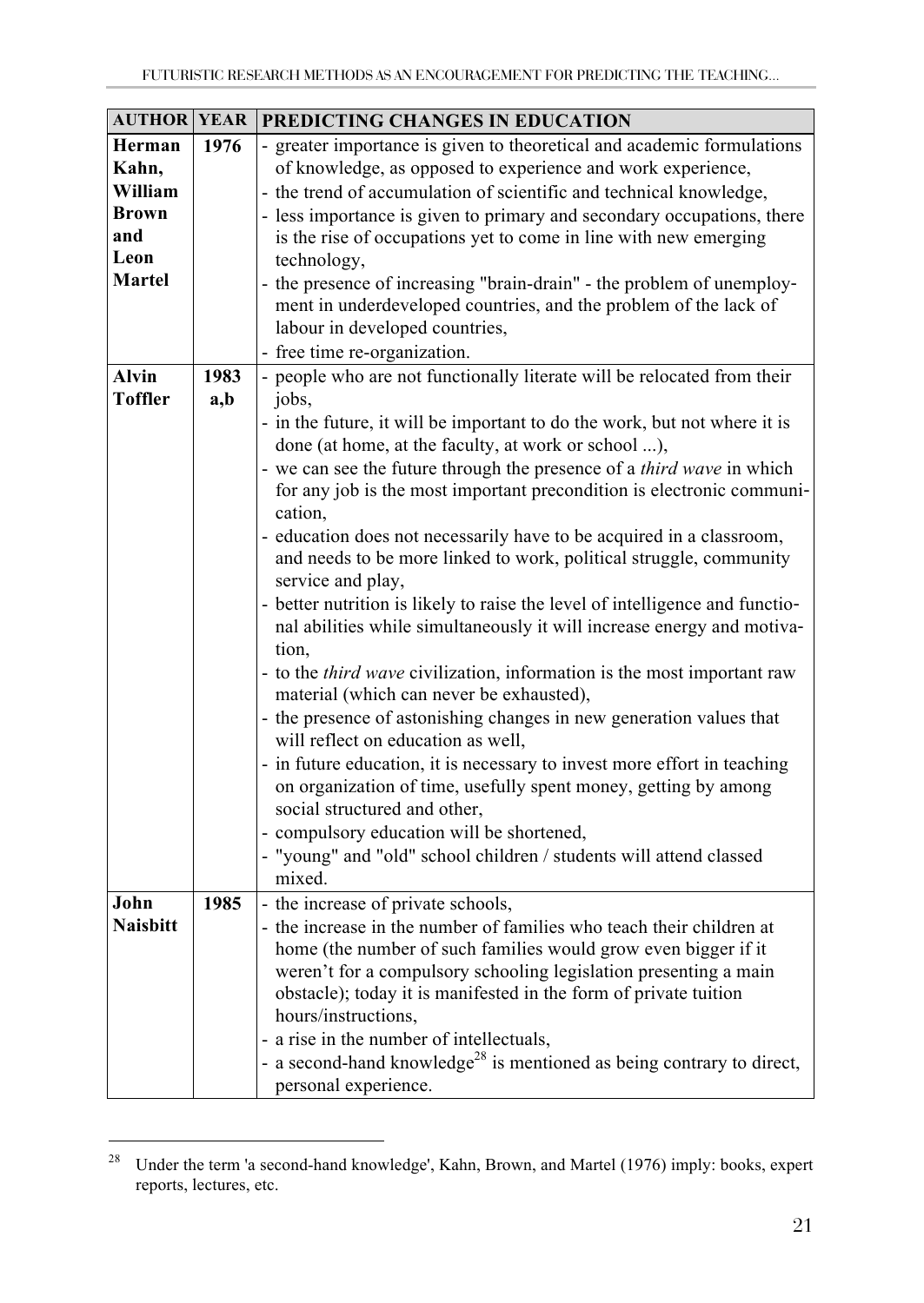| AUTHOR | YEAR | PREDICTING CHANGES IN EDUCATION |
|---|---|---|
| **Herman Kahn, William Brown and Leon Martel** | **1976** | - greater importance is given to theoretical and academic formulations of knowledge, as opposed to experience and work experience,<br>- the trend of accumulation of scientific and technical knowledge,<br>- less importance is given to primary and secondary occupations, there is the rise of occupations yet to come in line with new emerging technology,<br>- the presence of increasing "brain-drain" - the problem of unemployment in underdeveloped countries, and the problem of the lack of labour in developed countries,<br>- free time re-organization. |
| **Alvin Toffler** | **1983 a,b** | - people who are not functionally literate will be relocated from their jobs,<br>- in the future, it will be important to do the work, but not where it is done (at home, at the faculty, at work or school ...),<br>- we can see the future through the presence of a *third wave* in which for any job is the most important precondition is electronic communication,<br>- education does not necessarily have to be acquired in a classroom, and needs to be more linked to work, political struggle, community service and play,<br>- better nutrition is likely to raise the level of intelligence and functional abilities while simultaneously it will increase energy and motivation,<br>- to the *third wave* civilization, information is the most important raw material (which can never be exhausted),<br>- the presence of astonishing changes in new generation values that will reflect on education as well,<br>- in future education, it is necessary to invest more effort in teaching on organization of time, usefully spent money, getting by among social structured and other,<br>- compulsory education will be shortened,<br>- "young" and "old" school children / students will attend classed mixed. |
| **John Naisbitt** | **1985** | - the increase of private schools,<br>- the increase in the number of families who teach their children at home (the number of such families would grow even bigger if it weren't for a compulsory schooling legislation presenting a main obstacle); today it is manifested in the form of private tuition hours/instructions,<br>- a rise in the number of intellectuals,<br>- a second-hand knowledge[28] is mentioned as being contrary to direct, personal experience. |

[28] Under the term 'a second-hand knowledge', Kahn, Brown, and Martel (1976) imply: books, expert reports, lectures, etc.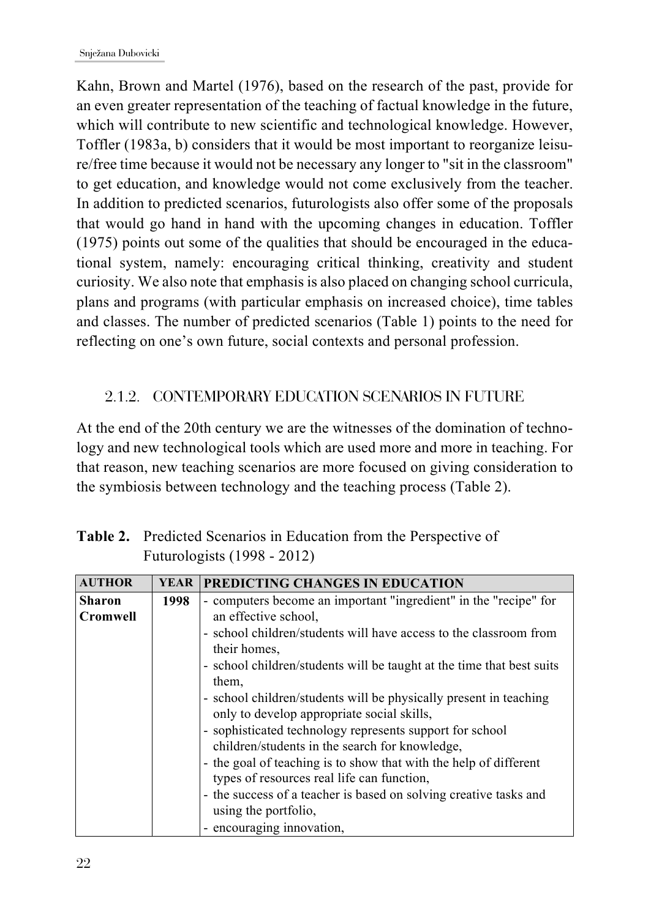Kahn, Brown and Martel (1976), based on the research of the past, provide for an even greater representation of the teaching of factual knowledge in the future, which will contribute to new scientific and technological knowledge. However, Toffler (1983a, b) considers that it would be most important to reorganize leisure/free time because it would not be necessary any longer to "sit in the classroom" to get education, and knowledge would not come exclusively from the teacher. In addition to predicted scenarios, futurologists also offer some of the proposals that would go hand in hand with the upcoming changes in education. Toffler (1975) points out some of the qualities that should be encouraged in the educational system, namely: encouraging critical thinking, creativity and student curiosity. We also note that emphasis is also placed on changing school curricula, plans and programs (with particular emphasis on increased choice), time tables and classes. The number of predicted scenarios (Table 1) points to the need for reflecting on one's own future, social contexts and personal profession.

### 2.1.2. CONTEMPORARY EDUCATION SCENARIOS IN FUTURE

At the end of the 20th century we are the witnesses of the domination of technology and new technological tools which are used more and more in teaching. For that reason, new teaching scenarios are more focused on giving consideration to the symbiosis between technology and the teaching process (Table 2).

**Table 2.** Predicted Scenarios in Education from the Perspective of Futurologists (1998 - 2012)

| AUTHOR | YEAR | PREDICTING CHANGES IN EDUCATION |
|---|---|---|
| **Sharon Cromwell** | **1998** | - computers become an important "ingredient" in the "recipe" for an effective school,<br>- school children/students will have access to the classroom from their homes,<br>- school children/students will be taught at the time that best suits them,<br>- school children/students will be physically present in teaching only to develop appropriate social skills,<br>- sophisticated technology represents support for school children/students in the search for knowledge,<br>- the goal of teaching is to show that with the help of different types of resources real life can function,<br>- the success of a teacher is based on solving creative tasks and using the portfolio,<br>- encouraging innovation, |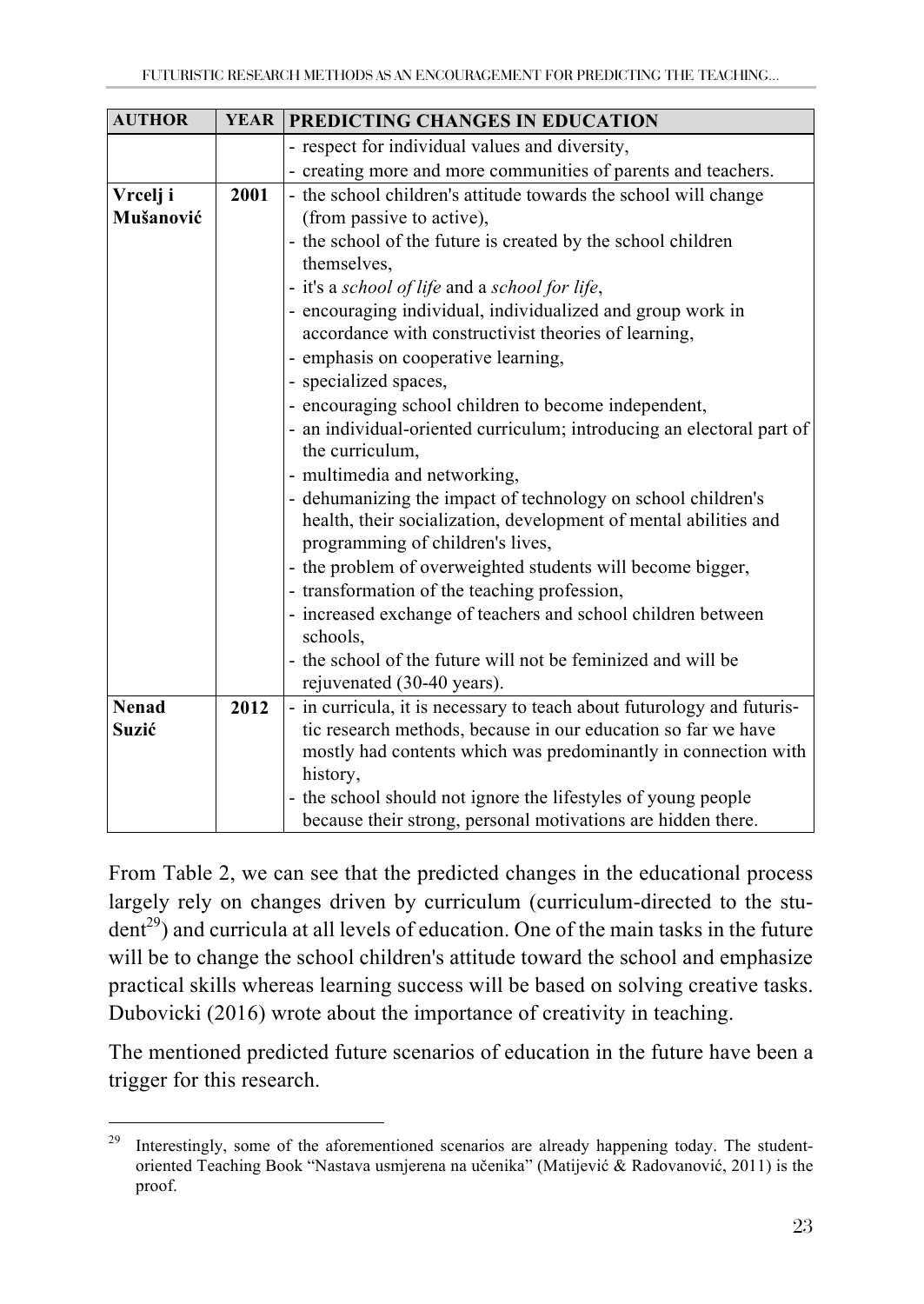| AUTHOR | YEAR | PREDICTING CHANGES IN EDUCATION |
|---|---|---|
| | | - respect for individual values and diversity,<br>- creating more and more communities of parents and teachers. |
| **Vrcelj i Mušanović** | **2001** | - the school children's attitude towards the school will change (from passive to active),<br>- the school of the future is created by the school children themselves,<br>- it's a *school of life* and a *school for life*,<br>- encouraging individual, individualized and group work in accordance with constructivist theories of learning,<br>- emphasis on cooperative learning,<br>- specialized spaces,<br>- encouraging school children to become independent,<br>- an individual-oriented curriculum; introducing an electoral part of the curriculum,<br>- multimedia and networking,<br>- dehumanizing the impact of technology on school children's health, their socialization, development of mental abilities and programming of children's lives,<br>- the problem of overweighted students will become bigger,<br>- transformation of the teaching profession,<br>- increased exchange of teachers and school children between schools,<br>- the school of the future will not be feminized and will be rejuvenated (30-40 years). |
| **Nenad Suzić** | **2012** | - in curricula, it is necessary to teach about futurology and futuristic research methods, because in our education so far we have mostly had contents which was predominantly in connection with history,<br>- the school should not ignore the lifestyles of young people because their strong, personal motivations are hidden there. |

From Table 2, we can see that the predicted changes in the educational process largely rely on changes driven by curriculum (curriculum-directed to the student[29]) and curricula at all levels of education. One of the main tasks in the future will be to change the school children's attitude toward the school and emphasize practical skills whereas learning success will be based on solving creative tasks. Dubovicki (2016) wrote about the importance of creativity in teaching.

The mentioned predicted future scenarios of education in the future have been a trigger for this research.

[29] Interestingly, some of the aforementioned scenarios are already happening today. The student-oriented Teaching Book "Nastava usmjerena na učenika" (Matijević & Radovanović, 2011) is the proof.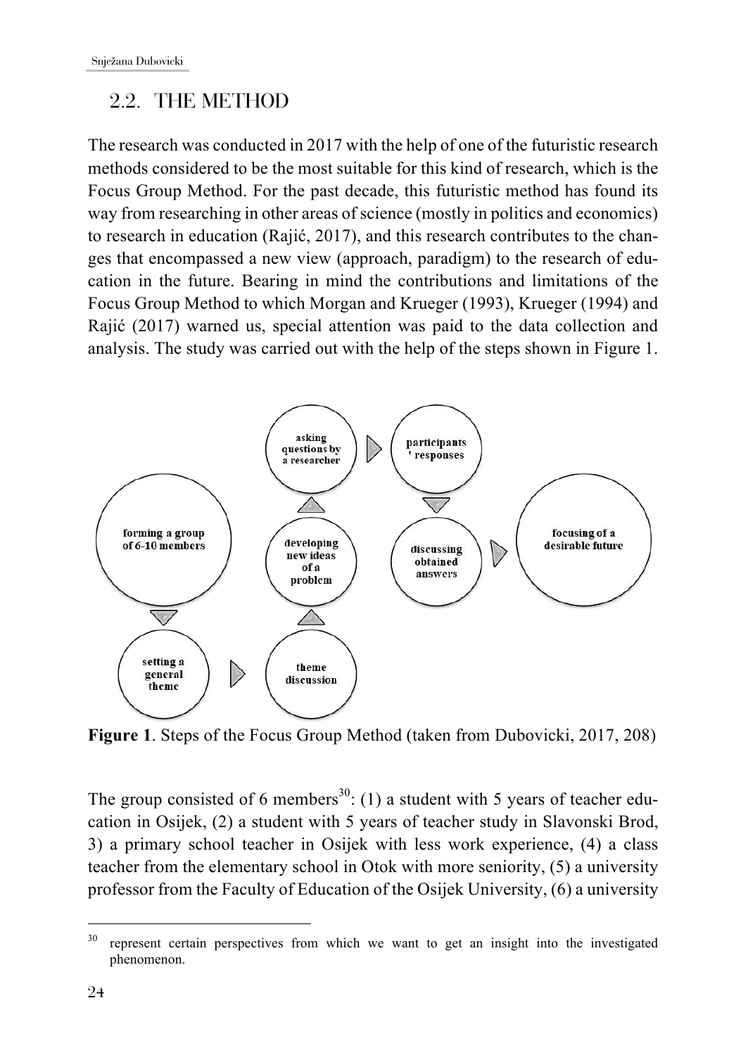## 2.2. THE METHOD

The research was conducted in 2017 with the help of one of the futuristic research methods considered to be the most suitable for this kind of research, which is the Focus Group Method. For the past decade, this futuristic method has found its way from researching in other areas of science (mostly in politics and economics) to research in education (Rajić, 2017), and this research contributes to the changes that encompassed a new view (approach, paradigm) to the research of education in the future. Bearing in mind the contributions and limitations of the Focus Group Method to which Morgan and Krueger (1993), Krueger (1994) and Rajić (2017) warned us, special attention was paid to the data collection and analysis. The study was carried out with the help of the steps shown in Figure 1.

forming a group of 6-10 members → setting a general theme → theme discussion → developing new ideas of a problem → asking questions by a researcher → participants' responses → discussing obtained answers → focusing of a desirable future

**Figure 1**. Steps of the Focus Group Method (taken from Dubovicki, 2017, 208)

The group consisted of 6 members[30]: (1) a student with 5 years of teacher education in Osijek, (2) a student with 5 years of teacher study in Slavonski Brod, 3) a primary school teacher in Osijek with less work experience, (4) a class teacher from the elementary school in Otok with more seniority, (5) a university professor from the Faculty of Education of the Osijek University, (6) a university

[30] represent certain perspectives from which we want to get an insight into the investigated phenomenon.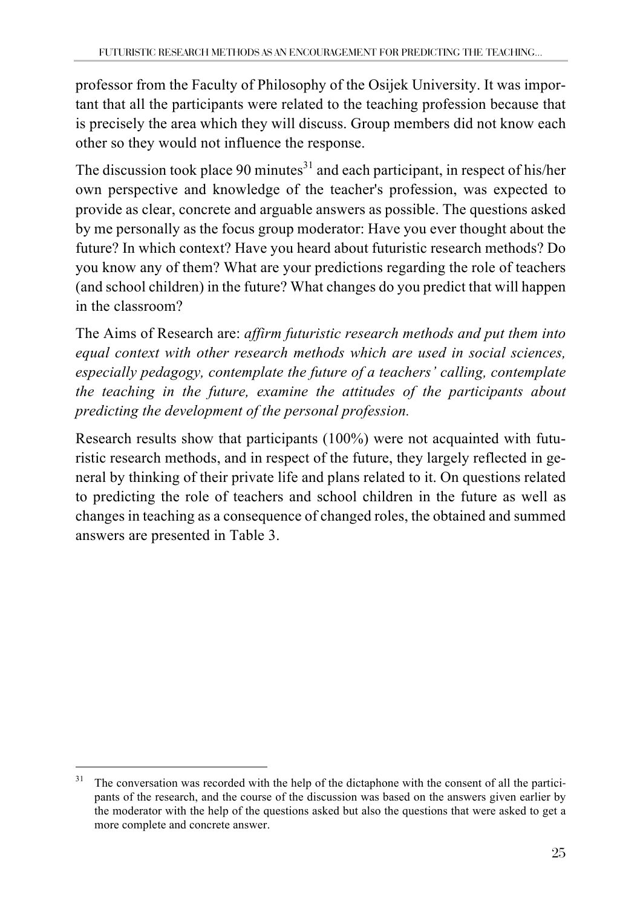professor from the Faculty of Philosophy of the Osijek University. It was important that all the participants were related to the teaching profession because that is precisely the area which they will discuss. Group members did not know each other so they would not influence the response.

The discussion took place 90 minutes[31] and each participant, in respect of his/her own perspective and knowledge of the teacher's profession, was expected to provide as clear, concrete and arguable answers as possible. The questions asked by me personally as the focus group moderator: Have you ever thought about the future? In which context? Have you heard about futuristic research methods? Do you know any of them? What are your predictions regarding the role of teachers (and school children) in the future? What changes do you predict that will happen in the classroom?

The Aims of Research are: *affirm futuristic research methods and put them into equal context with other research methods which are used in social sciences, especially pedagogy, contemplate the future of a teachers' calling, contemplate the teaching in the future, examine the attitudes of the participants about predicting the development of the personal profession.*

Research results show that participants (100%) were not acquainted with futuristic research methods, and in respect of the future, they largely reflected in general by thinking of their private life and plans related to it. On questions related to predicting the role of teachers and school children in the future as well as changes in teaching as a consequence of changed roles, the obtained and summed answers are presented in Table 3.

[31] The conversation was recorded with the help of the dictaphone with the consent of all the participants of the research, and the course of the discussion was based on the answers given earlier by the moderator with the help of the questions asked but also the questions that were asked to get a more complete and concrete answer.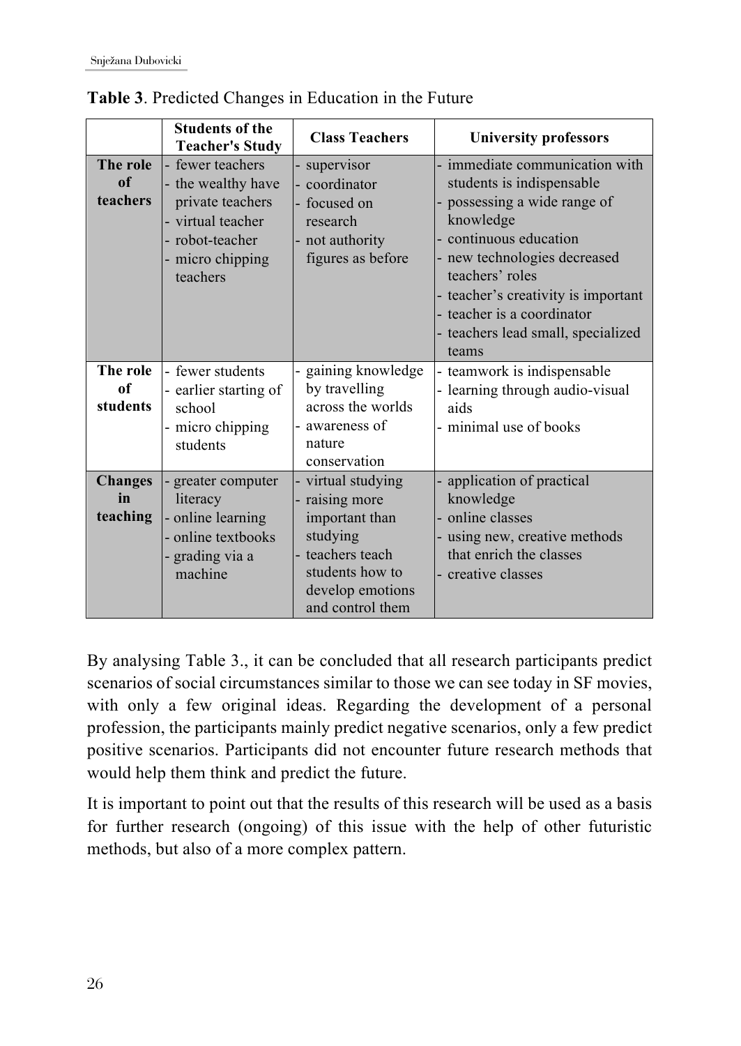**Table 3**. Predicted Changes in Education in the Future

| | Students of the Teacher's Study | Class Teachers | University professors |
|---|---|---|---|
| **The role of teachers** | - fewer teachers<br>- the wealthy have private teachers<br>- virtual teacher<br>- robot-teacher<br>- micro chipping teachers | - supervisor<br>- coordinator<br>- focused on research<br>- not authority figures as before | - immediate communication with students is indispensable<br>- possessing a wide range of knowledge<br>- continuous education<br>- new technologies decreased teachers' roles<br>- teacher's creativity is important<br>- teacher is a coordinator<br>- teachers lead small, specialized teams |
| **The role of students** | - fewer students<br>- earlier starting of school<br>- micro chipping students | - gaining knowledge by travelling across the worlds<br>- awareness of nature conservation | - teamwork is indispensable<br>- learning through audio-visual aids<br>- minimal use of books |
| **Changes in teaching** | - greater computer literacy<br>- online learning<br>- online textbooks<br>- grading via a machine | - virtual studying<br>- raising more important than studying<br>- teachers teach students how to develop emotions and control them | - application of practical knowledge<br>- online classes<br>- using new, creative methods that enrich the classes<br>- creative classes |

By analysing Table 3., it can be concluded that all research participants predict scenarios of social circumstances similar to those we can see today in SF movies, with only a few original ideas. Regarding the development of a personal profession, the participants mainly predict negative scenarios, only a few predict positive scenarios. Participants did not encounter future research methods that would help them think and predict the future.

It is important to point out that the results of this research will be used as a basis for further research (ongoing) of this issue with the help of other futuristic methods, but also of a more complex pattern.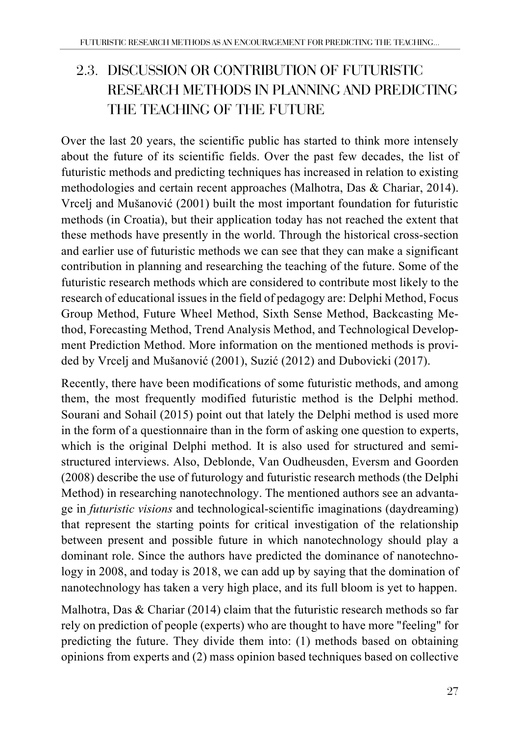## 2.3. DISCUSSION OR CONTRIBUTION OF FUTURISTIC RESEARCH METHODS IN PLANNING AND PREDICTING THE TEACHING OF THE FUTURE

Over the last 20 years, the scientific public has started to think more intensely about the future of its scientific fields. Over the past few decades, the list of futuristic methods and predicting techniques has increased in relation to existing methodologies and certain recent approaches (Malhotra, Das & Chariar, 2014). Vrcelj and Mušanović (2001) built the most important foundation for futuristic methods (in Croatia), but their application today has not reached the extent that these methods have presently in the world. Through the historical cross-section and earlier use of futuristic methods we can see that they can make a significant contribution in planning and researching the teaching of the future. Some of the futuristic research methods which are considered to contribute most likely to the research of educational issues in the field of pedagogy are: Delphi Method, Focus Group Method, Future Wheel Method, Sixth Sense Method, Backcasting Method, Forecasting Method, Trend Analysis Method, and Technological Development Prediction Method. More information on the mentioned methods is provided by Vrcelj and Mušanović (2001), Suzić (2012) and Dubovicki (2017).

Recently, there have been modifications of some futuristic methods, and among them, the most frequently modified futuristic method is the Delphi method. Sourani and Sohail (2015) point out that lately the Delphi method is used more in the form of a questionnaire than in the form of asking one question to experts, which is the original Delphi method. It is also used for structured and semi-structured interviews. Also, Deblonde, Van Oudheusden, Eversm and Goorden (2008) describe the use of futurology and futuristic research methods (the Delphi Method) in researching nanotechnology. The mentioned authors see an advantage in *futuristic visions* and technological-scientific imaginations (daydreaming) that represent the starting points for critical investigation of the relationship between present and possible future in which nanotechnology should play a dominant role. Since the authors have predicted the dominance of nanotechnology in 2008, and today is 2018, we can add up by saying that the domination of nanotechnology has taken a very high place, and its full bloom is yet to happen.

Malhotra, Das & Chariar (2014) claim that the futuristic research methods so far rely on prediction of people (experts) who are thought to have more "feeling" for predicting the future. They divide them into: (1) methods based on obtaining opinions from experts and (2) mass opinion based techniques based on collective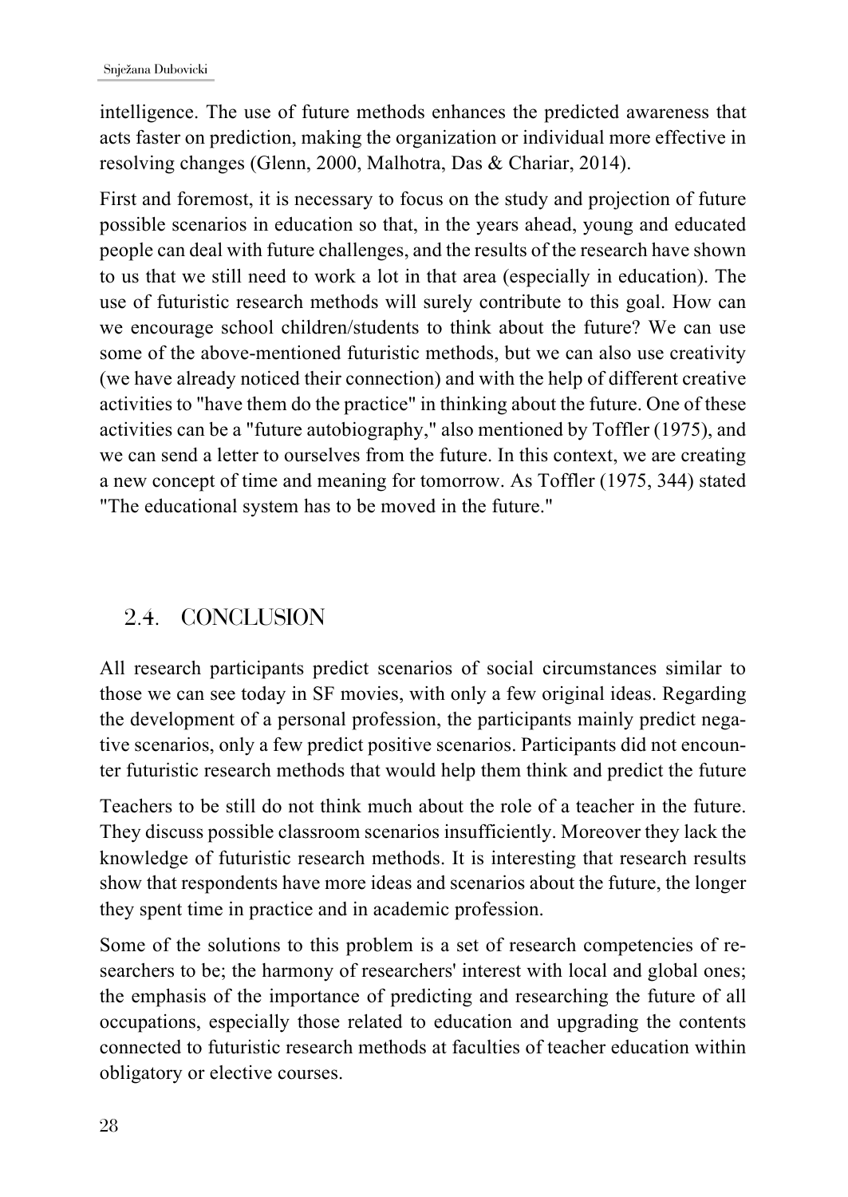intelligence. The use of future methods enhances the predicted awareness that acts faster on prediction, making the organization or individual more effective in resolving changes (Glenn, 2000, Malhotra, Das & Chariar, 2014).

First and foremost, it is necessary to focus on the study and projection of future possible scenarios in education so that, in the years ahead, young and educated people can deal with future challenges, and the results of the research have shown to us that we still need to work a lot in that area (especially in education). The use of futuristic research methods will surely contribute to this goal. How can we encourage school children/students to think about the future? We can use some of the above-mentioned futuristic methods, but we can also use creativity (we have already noticed their connection) and with the help of different creative activities to "have them do the practice" in thinking about the future. One of these activities can be a "future autobiography," also mentioned by Toffler (1975), and we can send a letter to ourselves from the future. In this context, we are creating a new concept of time and meaning for tomorrow. As Toffler (1975, 344) stated "The educational system has to be moved in the future."

## 2.4. CONCLUSION

All research participants predict scenarios of social circumstances similar to those we can see today in SF movies, with only a few original ideas. Regarding the development of a personal profession, the participants mainly predict negative scenarios, only a few predict positive scenarios. Participants did not encounter futuristic research methods that would help them think and predict the future

Teachers to be still do not think much about the role of a teacher in the future. They discuss possible classroom scenarios insufficiently. Moreover they lack the knowledge of futuristic research methods. It is interesting that research results show that respondents have more ideas and scenarios about the future, the longer they spent time in practice and in academic profession.

Some of the solutions to this problem is a set of research competencies of researchers to be; the harmony of researchers' interest with local and global ones; the emphasis of the importance of predicting and researching the future of all occupations, especially those related to education and upgrading the contents connected to futuristic research methods at faculties of teacher education within obligatory or elective courses.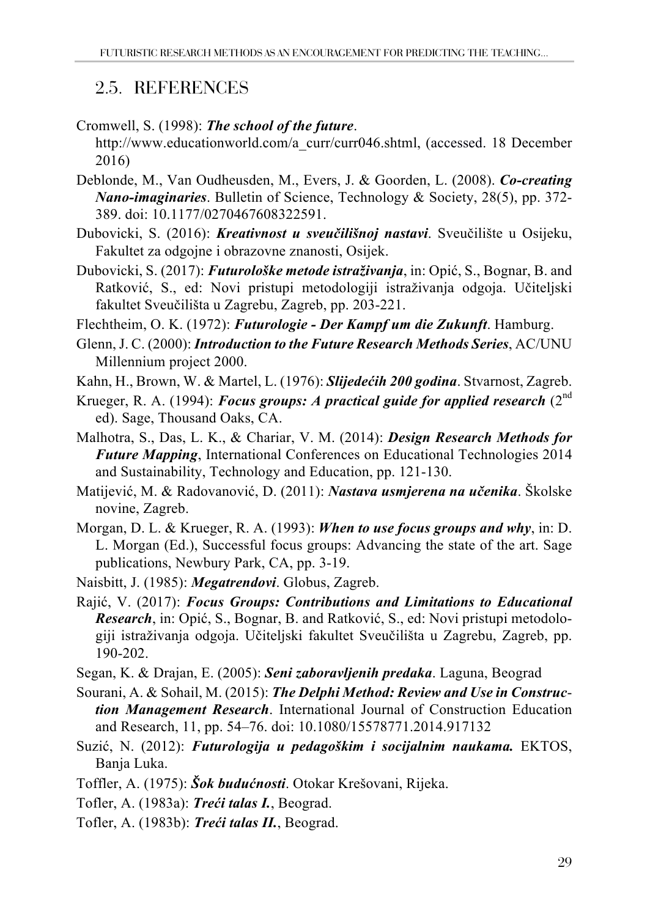## 2.5. REFERENCES

Cromwell, S. (1998): ***The school of the future***. http://www.educationworld.com/a_curr/curr046.shtml, (accessed. 18 December 2016)

Deblonde, M., Van Oudheusden, M., Evers, J. & Goorden, L. (2008). ***Co-creating Nano-imaginaries***. Bulletin of Science, Technology & Society, 28(5), pp. 372-389. doi: 10.1177/0270467608322591.

Dubovicki, S. (2016): ***Kreativnost u sveučilišnoj nastavi***. Sveučilište u Osijeku, Fakultet za odgojne i obrazovne znanosti, Osijek.

Dubovicki, S. (2017): ***Futurološke metode istraživanja***, in: Opić, S., Bognar, B. and Ratković, S., ed: Novi pristupi metodologiji istraživanja odgoja. Učiteljski fakultet Sveučilišta u Zagrebu, Zagreb, pp. 203-221.

Flechtheim, O. K. (1972): ***Futurologie - Der Kampf um die Zukunft***. Hamburg.

Glenn, J. C. (2000): ***Introduction to the Future Research Methods Series***, AC/UNU Millennium project 2000.

Kahn, H., Brown, W. & Martel, L. (1976): ***Slijedećih 200 godina***. Stvarnost, Zagreb.

Krueger, R. A. (1994): ***Focus groups: A practical guide for applied research*** (2nd ed). Sage, Thousand Oaks, CA.

Malhotra, S., Das, L. K., & Chariar, V. M. (2014): ***Design Research Methods for Future Mapping***, International Conferences on Educational Technologies 2014 and Sustainability, Technology and Education, pp. 121-130.

Matijević, M. & Radovanović, D. (2011): ***Nastava usmjerena na učenika***. Školske novine, Zagreb.

Morgan, D. L. & Krueger, R. A. (1993): ***When to use focus groups and why***, in: D. L. Morgan (Ed.), Successful focus groups: Advancing the state of the art. Sage publications, Newbury Park, CA, pp. 3-19.

Naisbitt, J. (1985): ***Megatrendovi***. Globus, Zagreb.

Rajić, V. (2017): ***Focus Groups: Contributions and Limitations to Educational Research***, in: Opić, S., Bognar, B. and Ratković, S., ed: Novi pristupi metodologiji istraživanja odgoja. Učiteljski fakultet Sveučilišta u Zagrebu, Zagreb, pp. 190-202.

Segan, K. & Drajan, E. (2005): ***Seni zaboravljenih predaka***. Laguna, Beograd

Sourani, A. & Sohail, M. (2015): ***The Delphi Method: Review and Use in Construction Management Research***. International Journal of Construction Education and Research, 11, pp. 54–76. doi: 10.1080/15578771.2014.917132

Suzić, N. (2012): ***Futurologija u pedagoškim i socijalnim naukama.*** EKTOS, Banja Luka.

Toffler, A. (1975): ***Šok budućnosti***. Otokar Keršovani, Rijeka.

Tofler, A. (1983a): ***Treći talas I.***, Beograd.

Tofler, A. (1983b): ***Treći talas II.***, Beograd.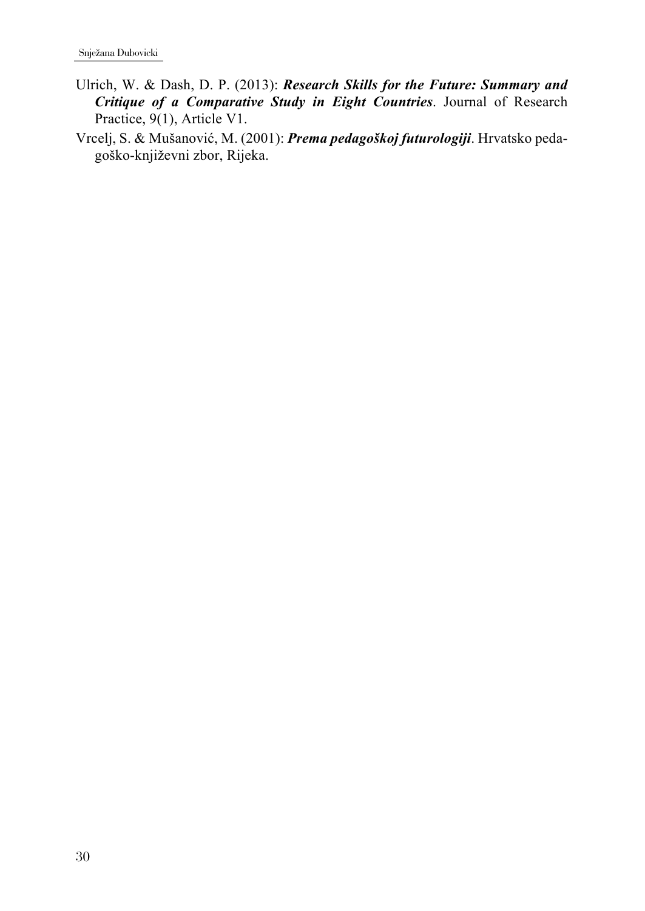Ulrich, W. & Dash, D. P. (2013): ***Research Skills for the Future: Summary and Critique of a Comparative Study in Eight Countries***. Journal of Research Practice, 9(1), Article V1.

Vrcelj, S. & Mušanović, M. (2001): ***Prema pedagoškoj futurologiji***. Hrvatsko pedagoško-književni zbor, Rijeka.